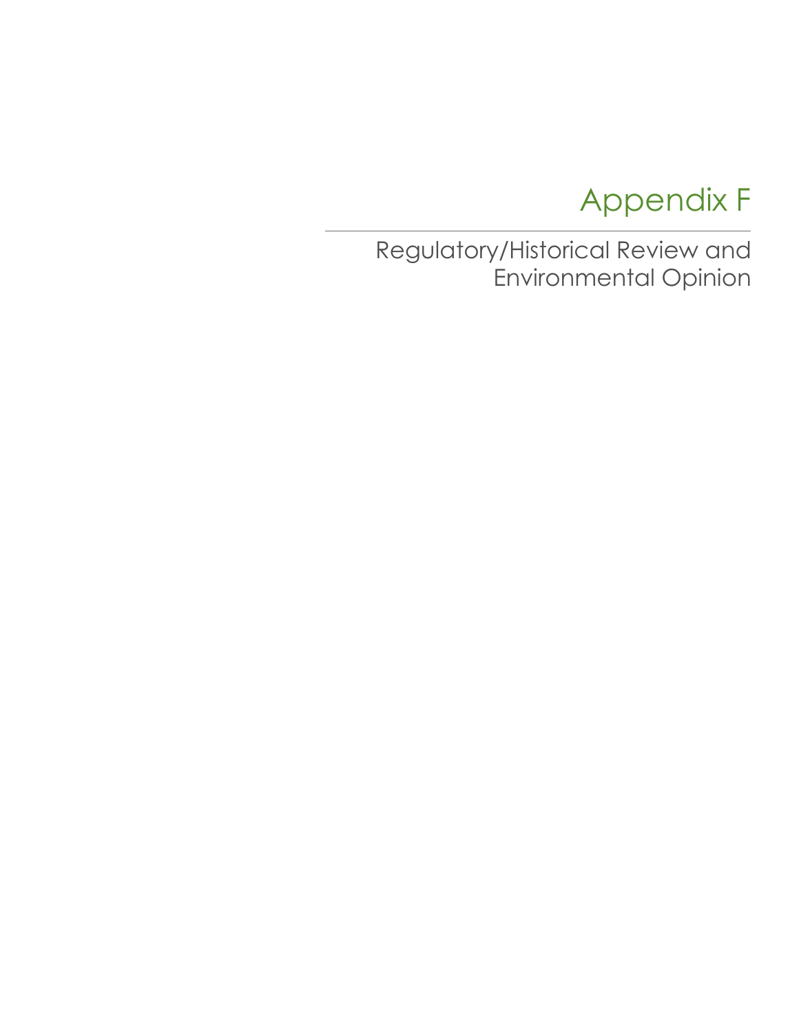# Appendix F

---

## Regulatory/Historical Review and Environmental Opinion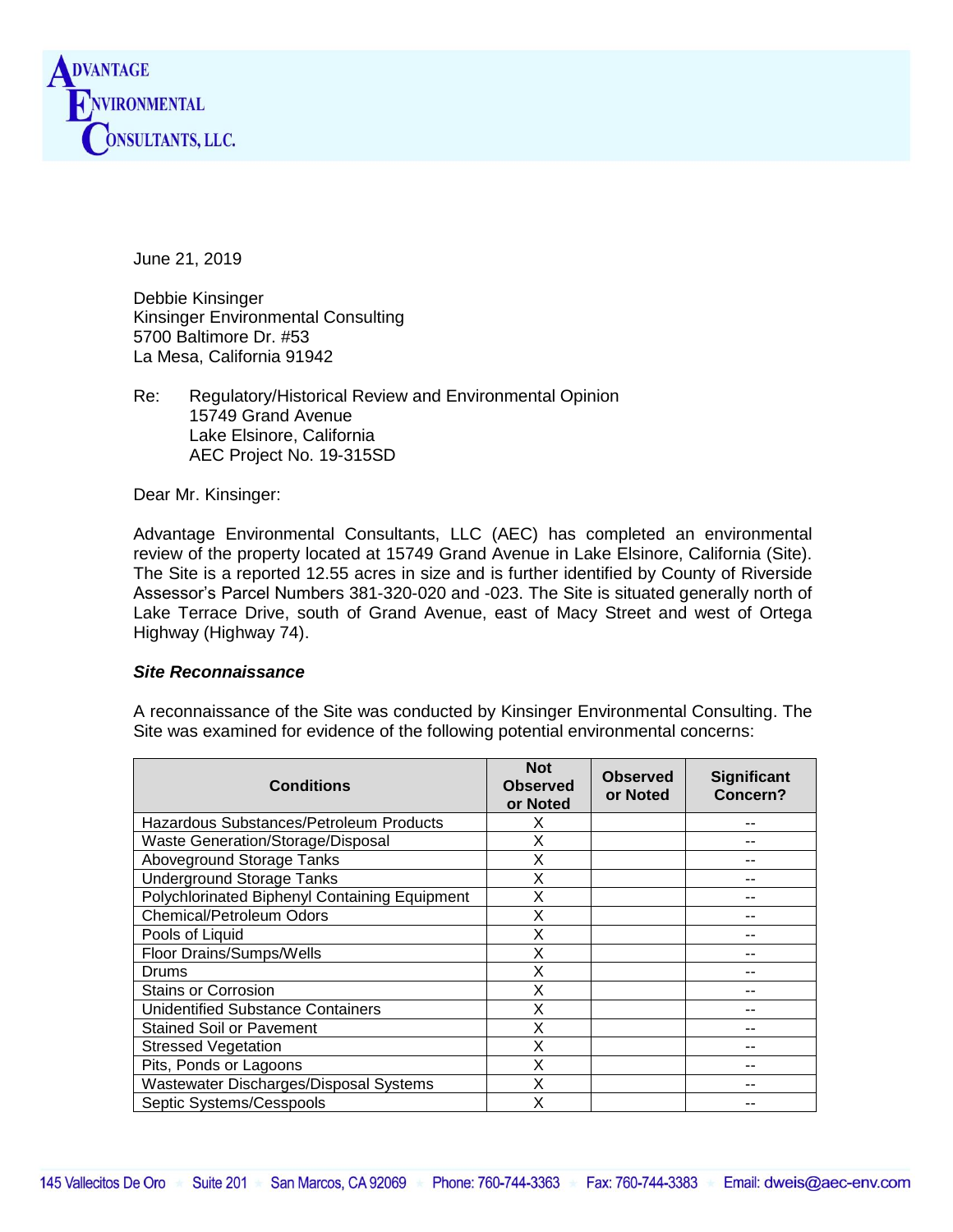June 21, 2019

Debbie Kinsinger
Kinsinger Environmental Consulting
5700 Baltimore Dr. #53
La Mesa, California 91942

Re: Regulatory/Historical Review and Environmental Opinion
15749 Grand Avenue
Lake Elsinore, California
AEC Project No. 19-315SD

Dear Mr. Kinsinger:

Advantage Environmental Consultants, LLC (AEC) has completed an environmental review of the property located at 15749 Grand Avenue in Lake Elsinore, California (Site). The Site is a reported 12.55 acres in size and is further identified by County of Riverside Assessor's Parcel Numbers 381-320-020 and -023. The Site is situated generally north of Lake Terrace Drive, south of Grand Avenue, east of Macy Street and west of Ortega Highway (Highway 74).

***Site Reconnaissance***

A reconnaissance of the Site was conducted by Kinsinger Environmental Consulting. The Site was examined for evidence of the following potential environmental concerns:

| Conditions | Not Observed or Noted | Observed or Noted | Significant Concern? |
|---|---|---|---|
| Hazardous Substances/Petroleum Products | X | | -- |
| Waste Generation/Storage/Disposal | X | | -- |
| Aboveground Storage Tanks | X | | -- |
| Underground Storage Tanks | X | | -- |
| Polychlorinated Biphenyl Containing Equipment | X | | -- |
| Chemical/Petroleum Odors | X | | -- |
| Pools of Liquid | X | | -- |
| Floor Drains/Sumps/Wells | X | | -- |
| Drums | X | | -- |
| Stains or Corrosion | X | | -- |
| Unidentified Substance Containers | X | | -- |
| Stained Soil or Pavement | X | | -- |
| Stressed Vegetation | X | | -- |
| Pits, Ponds or Lagoons | X | | -- |
| Wastewater Discharges/Disposal Systems | X | | -- |
| Septic Systems/Cesspools | X | | -- |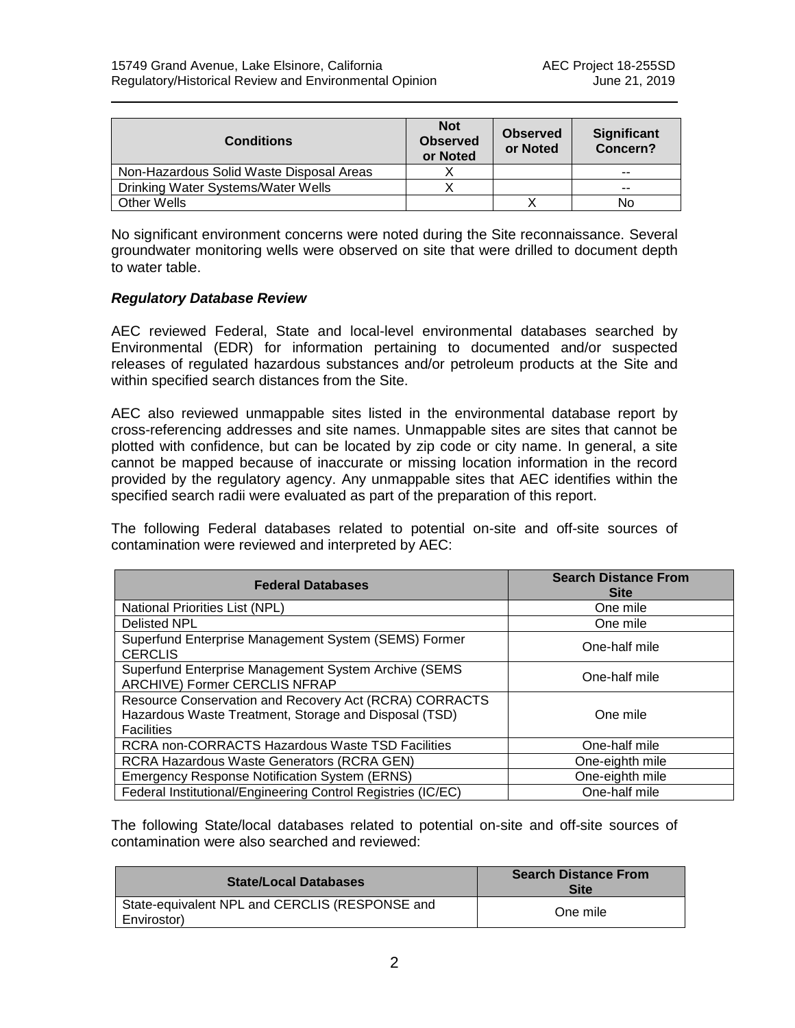| Conditions | Not Observed or Noted | Observed or Noted | Significant Concern? |
|---|---|---|---|
| Non-Hazardous Solid Waste Disposal Areas | X | | -- |
| Drinking Water Systems/Water Wells | X | | -- |
| Other Wells | | X | No |

No significant environment concerns were noted during the Site reconnaissance. Several groundwater monitoring wells were observed on site that were drilled to document depth to water table.

### *Regulatory Database Review*

AEC reviewed Federal, State and local-level environmental databases searched by Environmental (EDR) for information pertaining to documented and/or suspected releases of regulated hazardous substances and/or petroleum products at the Site and within specified search distances from the Site.

AEC also reviewed unmappable sites listed in the environmental database report by cross-referencing addresses and site names. Unmappable sites are sites that cannot be plotted with confidence, but can be located by zip code or city name. In general, a site cannot be mapped because of inaccurate or missing location information in the record provided by the regulatory agency. Any unmappable sites that AEC identifies within the specified search radii were evaluated as part of the preparation of this report.

The following Federal databases related to potential on-site and off-site sources of contamination were reviewed and interpreted by AEC:

| Federal Databases | Search Distance From Site |
|---|---|
| National Priorities List (NPL) | One mile |
| Delisted NPL | One mile |
| Superfund Enterprise Management System (SEMS) Former CERCLIS | One-half mile |
| Superfund Enterprise Management System Archive (SEMS ARCHIVE) Former CERCLIS NFRAP | One-half mile |
| Resource Conservation and Recovery Act (RCRA) CORRACTS Hazardous Waste Treatment, Storage and Disposal (TSD) Facilities | One mile |
| RCRA non-CORRACTS Hazardous Waste TSD Facilities | One-half mile |
| RCRA Hazardous Waste Generators (RCRA GEN) | One-eighth mile |
| Emergency Response Notification System (ERNS) | One-eighth mile |
| Federal Institutional/Engineering Control Registries (IC/EC) | One-half mile |

The following State/local databases related to potential on-site and off-site sources of contamination were also searched and reviewed:

| State/Local Databases | Search Distance From Site |
|---|---|
| State-equivalent NPL and CERCLIS (RESPONSE and Envirostor) | One mile |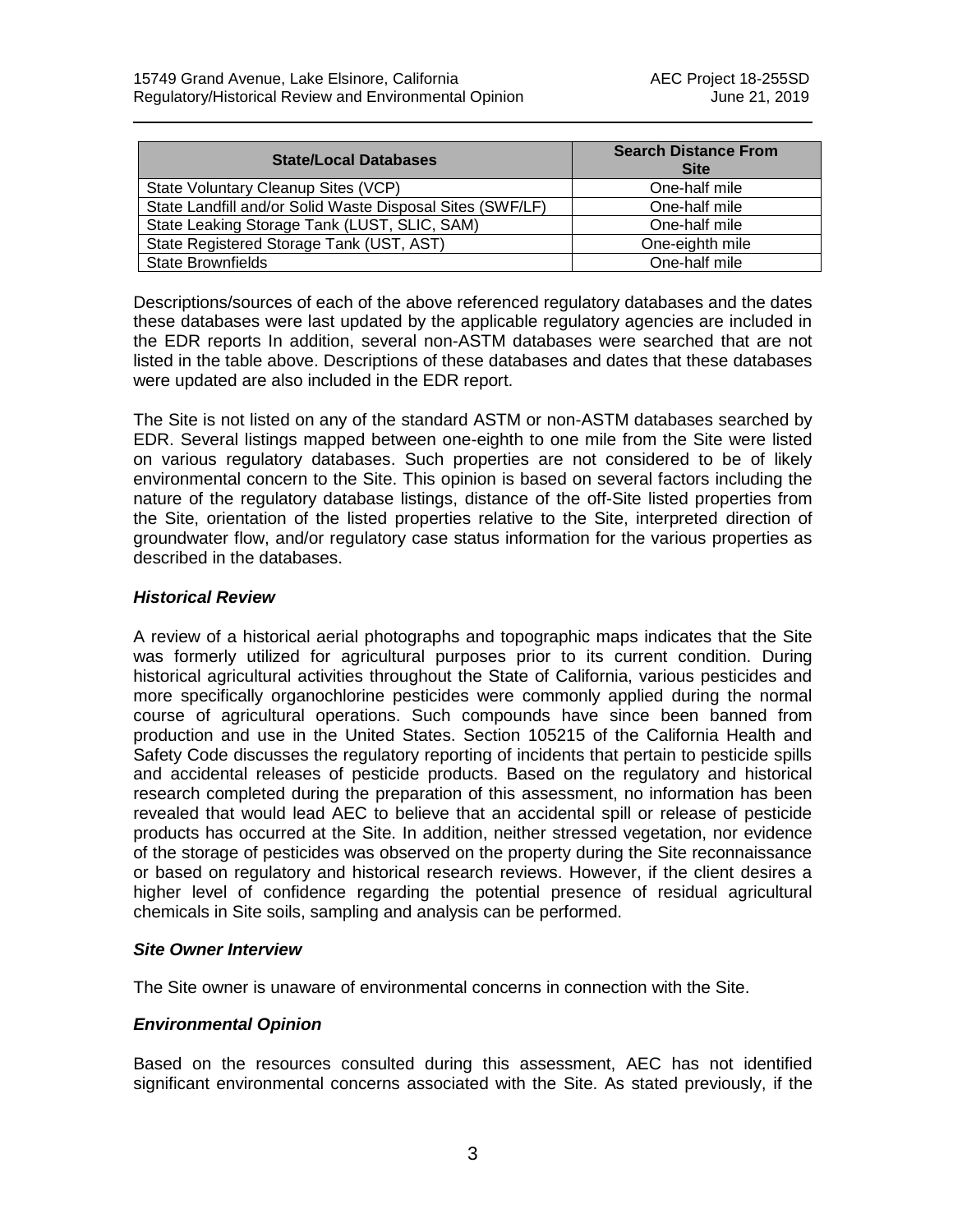| State/Local Databases | Search Distance From Site |
| --- | --- |
| State Voluntary Cleanup Sites (VCP) | One-half mile |
| State Landfill and/or Solid Waste Disposal Sites (SWF/LF) | One-half mile |
| State Leaking Storage Tank (LUST, SLIC, SAM) | One-half mile |
| State Registered Storage Tank (UST, AST) | One-eighth mile |
| State Brownfields | One-half mile |

Descriptions/sources of each of the above referenced regulatory databases and the dates these databases were last updated by the applicable regulatory agencies are included in the EDR reports In addition, several non-ASTM databases were searched that are not listed in the table above. Descriptions of these databases and dates that these databases were updated are also included in the EDR report.

The Site is not listed on any of the standard ASTM or non-ASTM databases searched by EDR. Several listings mapped between one-eighth to one mile from the Site were listed on various regulatory databases. Such properties are not considered to be of likely environmental concern to the Site. This opinion is based on several factors including the nature of the regulatory database listings, distance of the off-Site listed properties from the Site, orientation of the listed properties relative to the Site, interpreted direction of groundwater flow, and/or regulatory case status information for the various properties as described in the databases.

### *Historical Review*

A review of a historical aerial photographs and topographic maps indicates that the Site was formerly utilized for agricultural purposes prior to its current condition. During historical agricultural activities throughout the State of California, various pesticides and more specifically organochlorine pesticides were commonly applied during the normal course of agricultural operations. Such compounds have since been banned from production and use in the United States. Section 105215 of the California Health and Safety Code discusses the regulatory reporting of incidents that pertain to pesticide spills and accidental releases of pesticide products. Based on the regulatory and historical research completed during the preparation of this assessment, no information has been revealed that would lead AEC to believe that an accidental spill or release of pesticide products has occurred at the Site. In addition, neither stressed vegetation, nor evidence of the storage of pesticides was observed on the property during the Site reconnaissance or based on regulatory and historical research reviews. However, if the client desires a higher level of confidence regarding the potential presence of residual agricultural chemicals in Site soils, sampling and analysis can be performed.

### *Site Owner Interview*

The Site owner is unaware of environmental concerns in connection with the Site.

### *Environmental Opinion*

Based on the resources consulted during this assessment, AEC has not identified significant environmental concerns associated with the Site. As stated previously, if the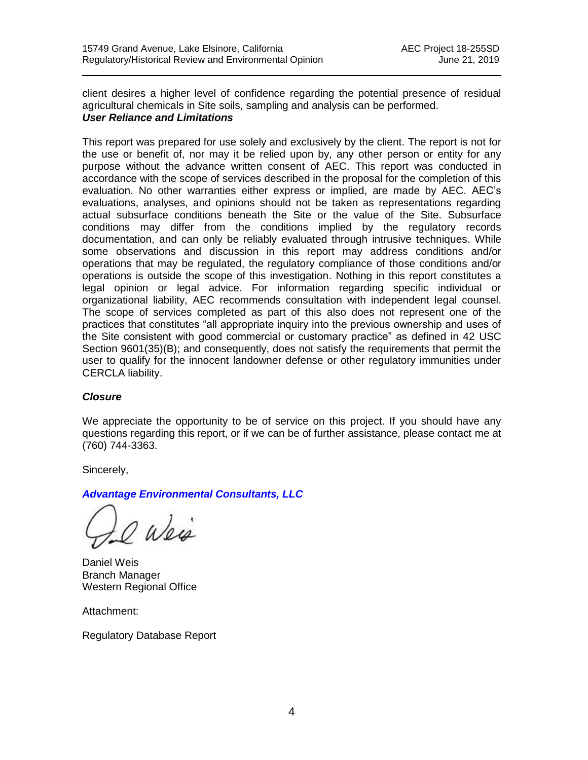client desires a higher level of confidence regarding the potential presence of residual agricultural chemicals in Site soils, sampling and analysis can be performed.

***User Reliance and Limitations***

This report was prepared for use solely and exclusively by the client. The report is not for the use or benefit of, nor may it be relied upon by, any other person or entity for any purpose without the advance written consent of AEC. This report was conducted in accordance with the scope of services described in the proposal for the completion of this evaluation. No other warranties either express or implied, are made by AEC. AEC's evaluations, analyses, and opinions should not be taken as representations regarding actual subsurface conditions beneath the Site or the value of the Site. Subsurface conditions may differ from the conditions implied by the regulatory records documentation, and can only be reliably evaluated through intrusive techniques. While some observations and discussion in this report may address conditions and/or operations that may be regulated, the regulatory compliance of those conditions and/or operations is outside the scope of this investigation. Nothing in this report constitutes a legal opinion or legal advice. For information regarding specific individual or organizational liability, AEC recommends consultation with independent legal counsel. The scope of services completed as part of this also does not represent one of the practices that constitutes "all appropriate inquiry into the previous ownership and uses of the Site consistent with good commercial or customary practice" as defined in 42 USC Section 9601(35)(B); and consequently, does not satisfy the requirements that permit the user to qualify for the innocent landowner defense or other regulatory immunities under CERCLA liability.

***Closure***

We appreciate the opportunity to be of service on this project. If you should have any questions regarding this report, or if we can be of further assistance, please contact me at (760) 744-3363.

Sincerely,

***Advantage Environmental Consultants, LLC***

Daniel Weis
Branch Manager
Western Regional Office

Attachment:

Regulatory Database Report